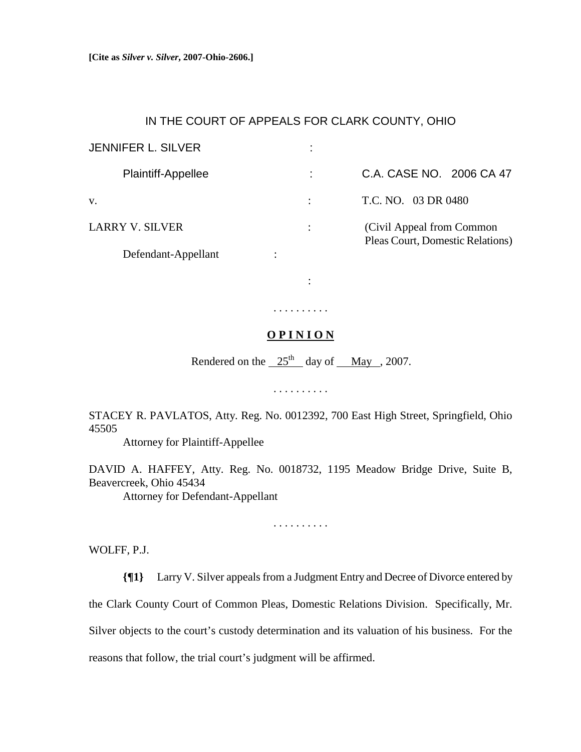**[Cite as *Silver v. Silver*, 2007-Ohio-2606.]**

IN THE COURT OF APPEALS FOR CLARK COUNTY, OHIO

| | | |
|---|---|---|
| JENNIFER L. SILVER | : | |
| Plaintiff-Appellee | : | C.A. CASE NO. 2006 CA 47 |
| v. | : | T.C. NO. 03 DR 0480 |
| LARRY V. SILVER | : | (Civil Appeal from Common Pleas Court, Domestic Relations) |
| Defendant-Appellant | : | |
| | : | |

. . . . . . . . . .

**OPINION**

Rendered on the 25th day of May, 2007.

. . . . . . . . . .

STACEY R. PAVLATOS, Atty. Reg. No. 0012392, 700 East High Street, Springfield, Ohio 45505
Attorney for Plaintiff-Appellee

DAVID A. HAFFEY, Atty. Reg. No. 0018732, 1195 Meadow Bridge Drive, Suite B, Beavercreek, Ohio 45434
Attorney for Defendant-Appellant

. . . . . . . . . .

WOLFF, P.J.

**{¶1}** Larry V. Silver appeals from a Judgment Entry and Decree of Divorce entered by the Clark County Court of Common Pleas, Domestic Relations Division. Specifically, Mr. Silver objects to the court's custody determination and its valuation of his business. For the reasons that follow, the trial court's judgment will be affirmed.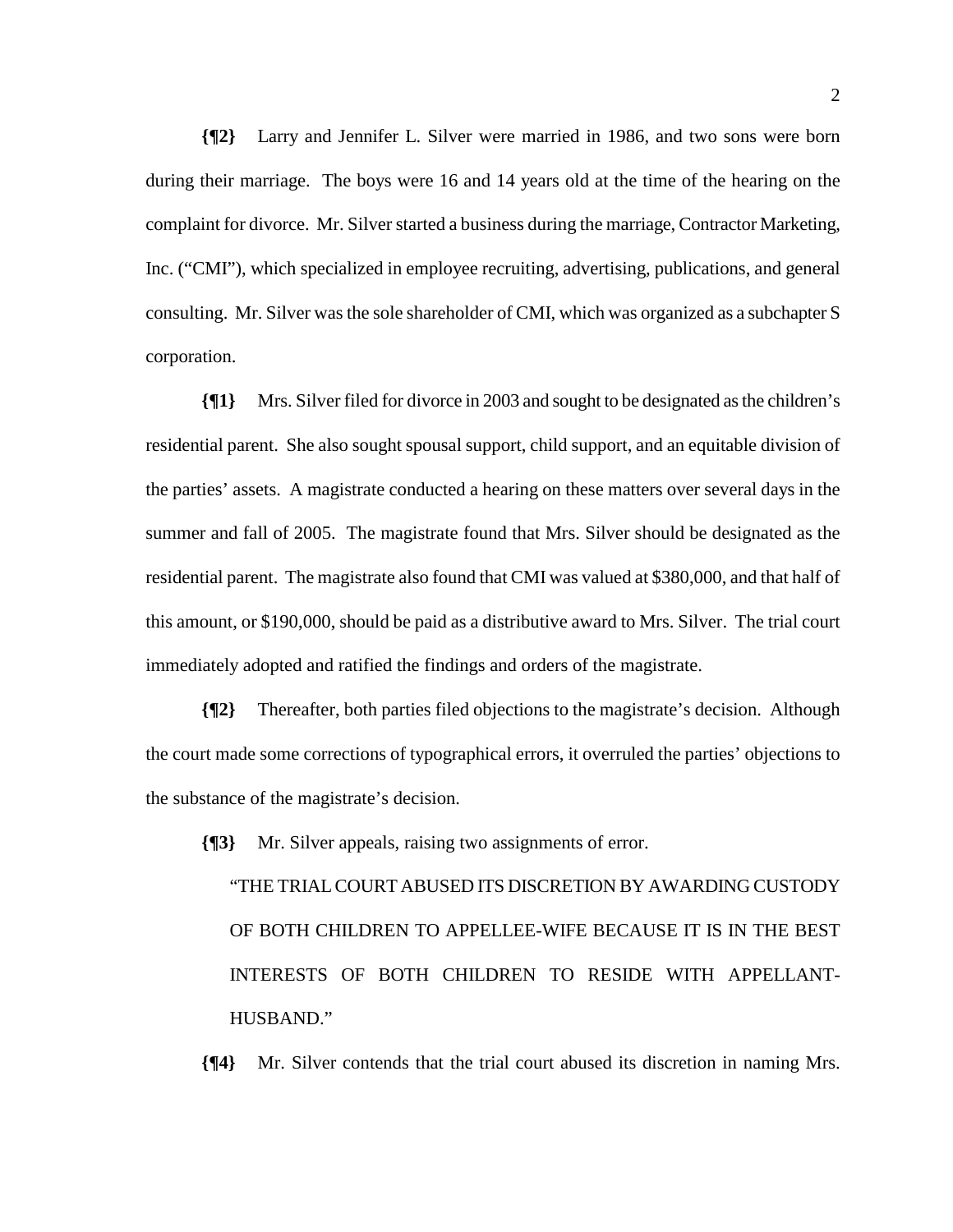**{¶2}** Larry and Jennifer L. Silver were married in 1986, and two sons were born during their marriage. The boys were 16 and 14 years old at the time of the hearing on the complaint for divorce. Mr. Silver started a business during the marriage, Contractor Marketing, Inc. ("CMI"), which specialized in employee recruiting, advertising, publications, and general consulting. Mr. Silver was the sole shareholder of CMI, which was organized as a subchapter S corporation.

**{¶1}** Mrs. Silver filed for divorce in 2003 and sought to be designated as the children's residential parent. She also sought spousal support, child support, and an equitable division of the parties' assets. A magistrate conducted a hearing on these matters over several days in the summer and fall of 2005. The magistrate found that Mrs. Silver should be designated as the residential parent. The magistrate also found that CMI was valued at $380,000, and that half of this amount, or $190,000, should be paid as a distributive award to Mrs. Silver. The trial court immediately adopted and ratified the findings and orders of the magistrate.

**{¶2}** Thereafter, both parties filed objections to the magistrate's decision. Although the court made some corrections of typographical errors, it overruled the parties' objections to the substance of the magistrate's decision.

**{¶3}** Mr. Silver appeals, raising two assignments of error.

> "THE TRIAL COURT ABUSED ITS DISCRETION BY AWARDING CUSTODY OF BOTH CHILDREN TO APPELLEE-WIFE BECAUSE IT IS IN THE BEST INTERESTS OF BOTH CHILDREN TO RESIDE WITH APPELLANT-HUSBAND."

**{¶4}** Mr. Silver contends that the trial court abused its discretion in naming Mrs.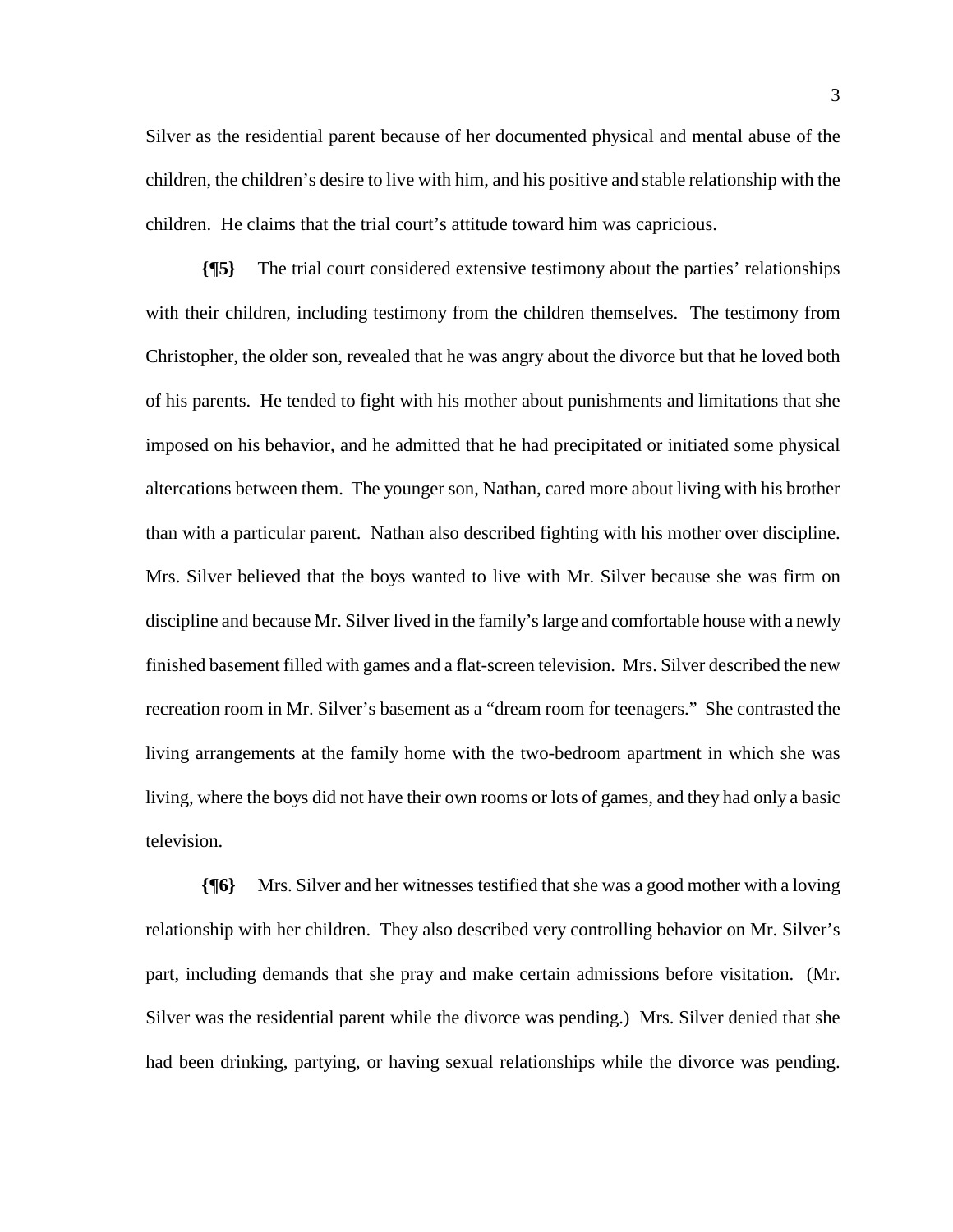Silver as the residential parent because of her documented physical and mental abuse of the children, the children's desire to live with him, and his positive and stable relationship with the children. He claims that the trial court's attitude toward him was capricious.

**{¶5}** The trial court considered extensive testimony about the parties' relationships with their children, including testimony from the children themselves. The testimony from Christopher, the older son, revealed that he was angry about the divorce but that he loved both of his parents. He tended to fight with his mother about punishments and limitations that she imposed on his behavior, and he admitted that he had precipitated or initiated some physical altercations between them. The younger son, Nathan, cared more about living with his brother than with a particular parent. Nathan also described fighting with his mother over discipline. Mrs. Silver believed that the boys wanted to live with Mr. Silver because she was firm on discipline and because Mr. Silver lived in the family's large and comfortable house with a newly finished basement filled with games and a flat-screen television. Mrs. Silver described the new recreation room in Mr. Silver's basement as a "dream room for teenagers." She contrasted the living arrangements at the family home with the two-bedroom apartment in which she was living, where the boys did not have their own rooms or lots of games, and they had only a basic television.

**{¶6}** Mrs. Silver and her witnesses testified that she was a good mother with a loving relationship with her children. They also described very controlling behavior on Mr. Silver's part, including demands that she pray and make certain admissions before visitation. (Mr. Silver was the residential parent while the divorce was pending.) Mrs. Silver denied that she had been drinking, partying, or having sexual relationships while the divorce was pending.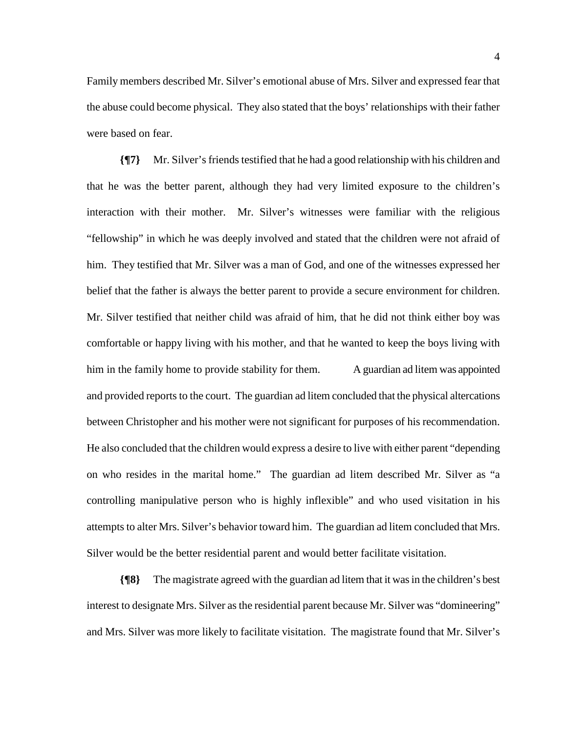Family members described Mr. Silver's emotional abuse of Mrs. Silver and expressed fear that the abuse could become physical. They also stated that the boys' relationships with their father were based on fear.

**{¶7}** Mr. Silver's friends testified that he had a good relationship with his children and that he was the better parent, although they had very limited exposure to the children's interaction with their mother. Mr. Silver's witnesses were familiar with the religious "fellowship" in which he was deeply involved and stated that the children were not afraid of him. They testified that Mr. Silver was a man of God, and one of the witnesses expressed her belief that the father is always the better parent to provide a secure environment for children. Mr. Silver testified that neither child was afraid of him, that he did not think either boy was comfortable or happy living with his mother, and that he wanted to keep the boys living with him in the family home to provide stability for them. A guardian ad litem was appointed and provided reports to the court. The guardian ad litem concluded that the physical altercations between Christopher and his mother were not significant for purposes of his recommendation. He also concluded that the children would express a desire to live with either parent "depending on who resides in the marital home." The guardian ad litem described Mr. Silver as "a controlling manipulative person who is highly inflexible" and who used visitation in his attempts to alter Mrs. Silver's behavior toward him. The guardian ad litem concluded that Mrs. Silver would be the better residential parent and would better facilitate visitation.

**{¶8}** The magistrate agreed with the guardian ad litem that it was in the children's best interest to designate Mrs. Silver as the residential parent because Mr. Silver was "domineering" and Mrs. Silver was more likely to facilitate visitation. The magistrate found that Mr. Silver's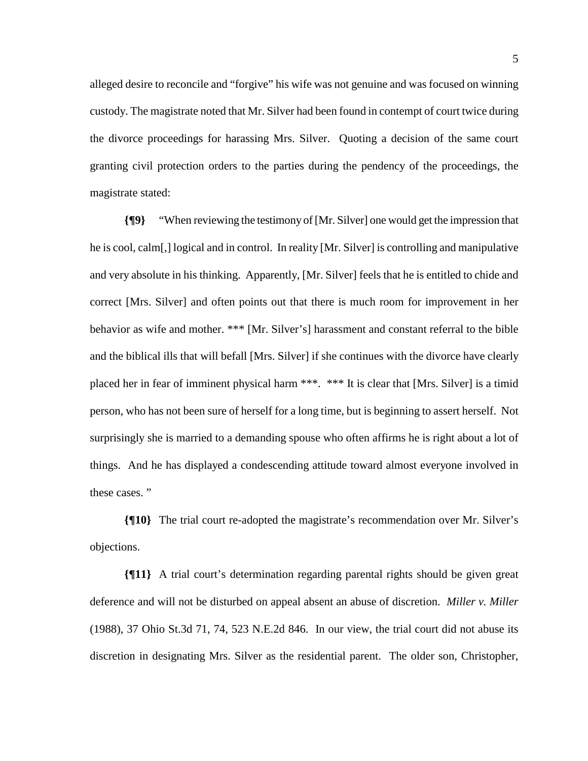alleged desire to reconcile and "forgive" his wife was not genuine and was focused on winning custody. The magistrate noted that Mr. Silver had been found in contempt of court twice during the divorce proceedings for harassing Mrs. Silver. Quoting a decision of the same court granting civil protection orders to the parties during the pendency of the proceedings, the magistrate stated:

**{¶9}** "When reviewing the testimony of [Mr. Silver] one would get the impression that he is cool, calm[,] logical and in control. In reality [Mr. Silver] is controlling and manipulative and very absolute in his thinking. Apparently, [Mr. Silver] feels that he is entitled to chide and correct [Mrs. Silver] and often points out that there is much room for improvement in her behavior as wife and mother. *** [Mr. Silver's] harassment and constant referral to the bible and the biblical ills that will befall [Mrs. Silver] if she continues with the divorce have clearly placed her in fear of imminent physical harm ***. *** It is clear that [Mrs. Silver] is a timid person, who has not been sure of herself for a long time, but is beginning to assert herself. Not surprisingly she is married to a demanding spouse who often affirms he is right about a lot of things. And he has displayed a condescending attitude toward almost everyone involved in these cases. "

**{¶10}** The trial court re-adopted the magistrate's recommendation over Mr. Silver's objections.

**{¶11}** A trial court's determination regarding parental rights should be given great deference and will not be disturbed on appeal absent an abuse of discretion. *Miller v. Miller* (1988), 37 Ohio St.3d 71, 74, 523 N.E.2d 846. In our view, the trial court did not abuse its discretion in designating Mrs. Silver as the residential parent. The older son, Christopher,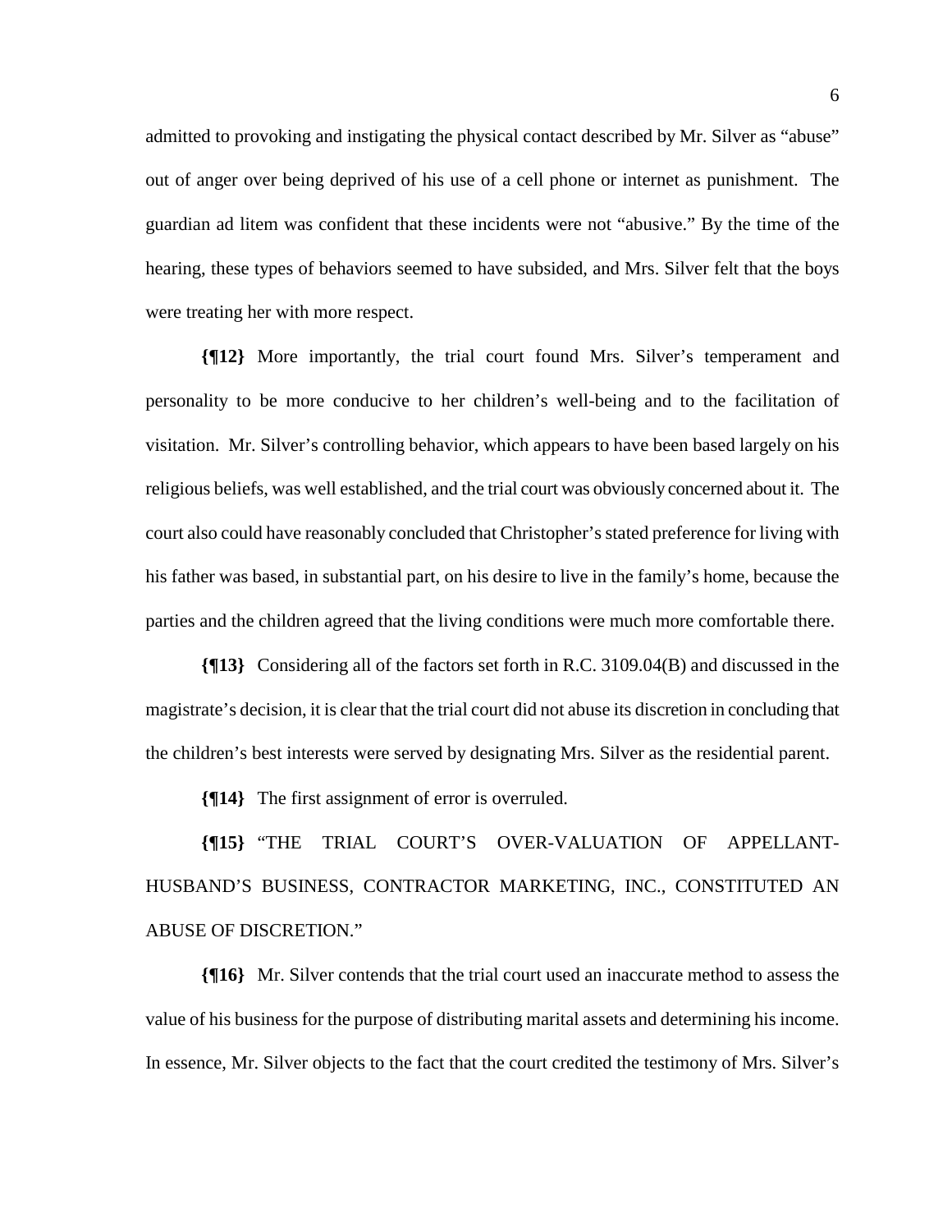admitted to provoking and instigating the physical contact described by Mr. Silver as "abuse" out of anger over being deprived of his use of a cell phone or internet as punishment. The guardian ad litem was confident that these incidents were not "abusive." By the time of the hearing, these types of behaviors seemed to have subsided, and Mrs. Silver felt that the boys were treating her with more respect.

**{¶12}** More importantly, the trial court found Mrs. Silver's temperament and personality to be more conducive to her children's well-being and to the facilitation of visitation. Mr. Silver's controlling behavior, which appears to have been based largely on his religious beliefs, was well established, and the trial court was obviously concerned about it. The court also could have reasonably concluded that Christopher's stated preference for living with his father was based, in substantial part, on his desire to live in the family's home, because the parties and the children agreed that the living conditions were much more comfortable there.

**{¶13}** Considering all of the factors set forth in R.C. 3109.04(B) and discussed in the magistrate's decision, it is clear that the trial court did not abuse its discretion in concluding that the children's best interests were served by designating Mrs. Silver as the residential parent.

**{¶14}** The first assignment of error is overruled.

**{¶15}** "THE TRIAL COURT'S OVER-VALUATION OF APPELLANT-HUSBAND'S BUSINESS, CONTRACTOR MARKETING, INC., CONSTITUTED AN ABUSE OF DISCRETION."

**{¶16}** Mr. Silver contends that the trial court used an inaccurate method to assess the value of his business for the purpose of distributing marital assets and determining his income. In essence, Mr. Silver objects to the fact that the court credited the testimony of Mrs. Silver's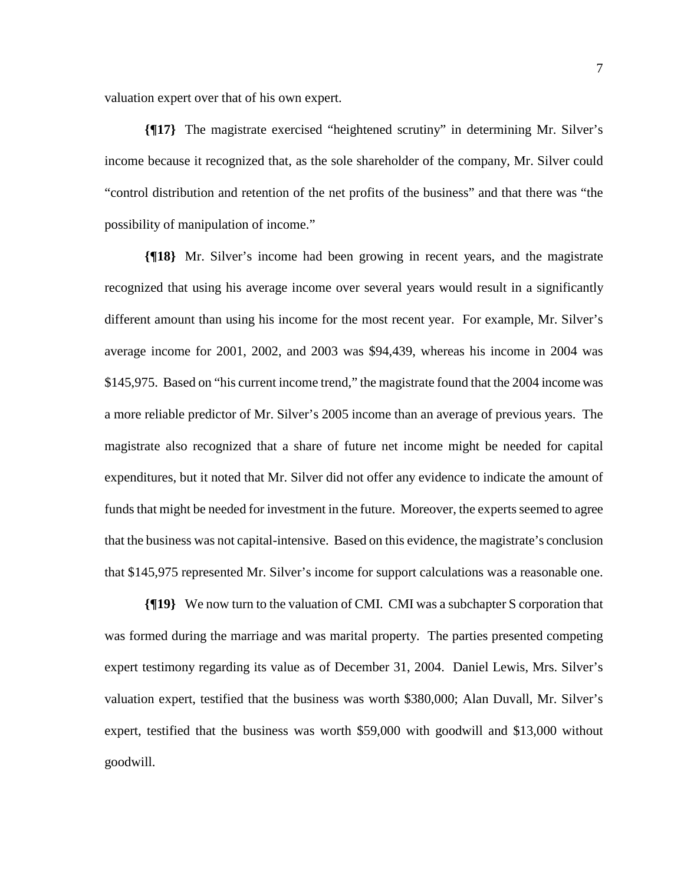valuation expert over that of his own expert.

**{¶17}** The magistrate exercised "heightened scrutiny" in determining Mr. Silver's income because it recognized that, as the sole shareholder of the company, Mr. Silver could "control distribution and retention of the net profits of the business" and that there was "the possibility of manipulation of income."

**{¶18}** Mr. Silver's income had been growing in recent years, and the magistrate recognized that using his average income over several years would result in a significantly different amount than using his income for the most recent year. For example, Mr. Silver's average income for 2001, 2002, and 2003 was $94,439, whereas his income in 2004 was $145,975. Based on "his current income trend," the magistrate found that the 2004 income was a more reliable predictor of Mr. Silver's 2005 income than an average of previous years. The magistrate also recognized that a share of future net income might be needed for capital expenditures, but it noted that Mr. Silver did not offer any evidence to indicate the amount of funds that might be needed for investment in the future. Moreover, the experts seemed to agree that the business was not capital-intensive. Based on this evidence, the magistrate's conclusion that $145,975 represented Mr. Silver's income for support calculations was a reasonable one.

**{¶19}** We now turn to the valuation of CMI. CMI was a subchapter S corporation that was formed during the marriage and was marital property. The parties presented competing expert testimony regarding its value as of December 31, 2004. Daniel Lewis, Mrs. Silver's valuation expert, testified that the business was worth $380,000; Alan Duvall, Mr. Silver's expert, testified that the business was worth $59,000 with goodwill and $13,000 without goodwill.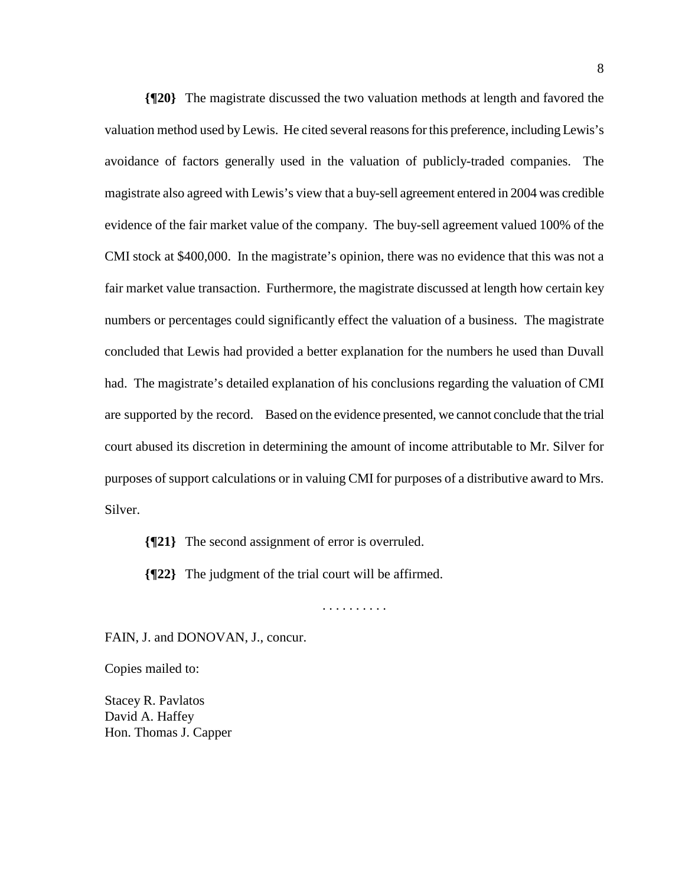**{¶20}** The magistrate discussed the two valuation methods at length and favored the valuation method used by Lewis. He cited several reasons for this preference, including Lewis's avoidance of factors generally used in the valuation of publicly-traded companies. The magistrate also agreed with Lewis's view that a buy-sell agreement entered in 2004 was credible evidence of the fair market value of the company. The buy-sell agreement valued 100% of the CMI stock at $400,000. In the magistrate's opinion, there was no evidence that this was not a fair market value transaction. Furthermore, the magistrate discussed at length how certain key numbers or percentages could significantly effect the valuation of a business. The magistrate concluded that Lewis had provided a better explanation for the numbers he used than Duvall had. The magistrate's detailed explanation of his conclusions regarding the valuation of CMI are supported by the record. Based on the evidence presented, we cannot conclude that the trial court abused its discretion in determining the amount of income attributable to Mr. Silver for purposes of support calculations or in valuing CMI for purposes of a distributive award to Mrs. Silver.

**{¶21}** The second assignment of error is overruled.

**{¶22}** The judgment of the trial court will be affirmed.

. . . . . . . . . .

FAIN, J. and DONOVAN, J., concur.

Copies mailed to:

Stacey R. Pavlatos
David A. Haffey
Hon. Thomas J. Capper